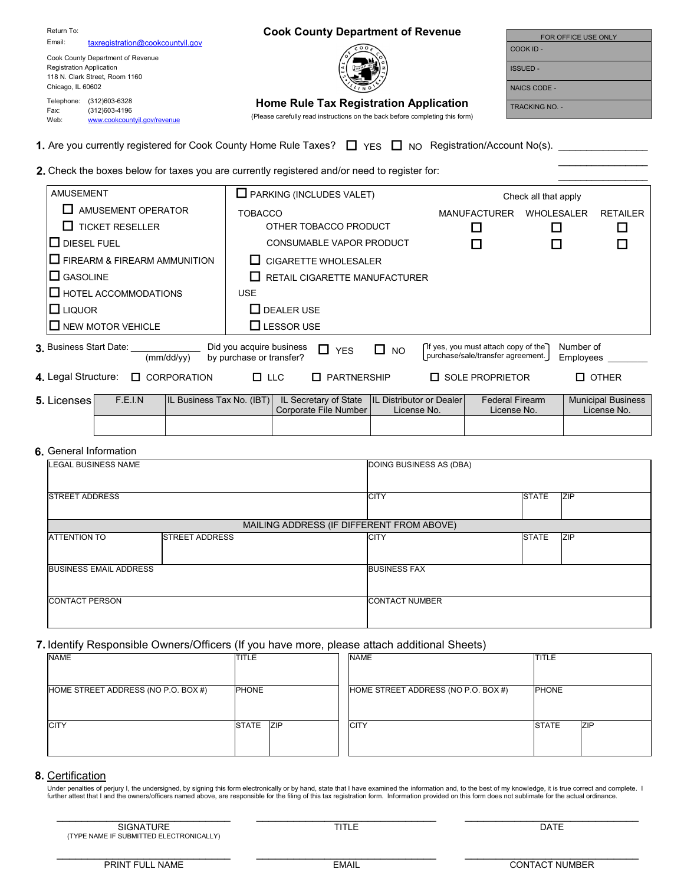Return To:

Email: taxregistration@cookcountyil.gov

Cook County Department of Revenue
Registration Application
118 N. Clark Street, Room 1160
Chicago, IL 60602

Telephone: (312)603-6328
Fax: (312)603-4196
Web: www.cookcountyil.gov/revenue

# Cook County Department of Revenue

## Home Rule Tax Registration Application

(Please carefully read instructions on the back before completing this form)

| FOR OFFICE USE ONLY |
|---|
| COOK ID - |
| ISSUED - |
| NAICS CODE - |
| TRACKING NO. - |

**1.** Are you currently registered for Cook County Home Rule Taxes? ☐ YES ☐ NO Registration/Account No(s). ________________

________________

________________

**2.** Check the boxes below for taxes you are currently registered and/or need to register for:

AMUSEMENT
- ☐ AMUSEMENT OPERATOR
- ☐ TICKET RESELLER

☐ DIESEL FUEL

☐ FIREARM & FIREARM AMMUNITION

☐ GASOLINE

☐ HOTEL ACCOMMODATIONS

☐ LIQUOR

☐ NEW MOTOR VEHICLE

☐ PARKING (INCLUDES VALET)

TOBACCO (Check all that apply)

| | MANUFACTURER | WHOLESALER | RETAILER |
|---|---|---|---|
| OTHER TOBACCO PRODUCT | ☐ | ☐ | ☐ |
| CONSUMABLE VAPOR PRODUCT | ☐ | ☐ | ☐ |

- ☐ CIGARETTE WHOLESALER
- ☐ RETAIL CIGARETTE MANUFACTURER

USE
- ☐ DEALER USE
- ☐ LESSOR USE

**3.** Business Start Date: ____________ (mm/dd/yy) Did you acquire business by purchase or transfer? ☐ YES ☐ NO [If yes, you must attach copy of the purchase/sale/transfer agreement.] Number of Employees ________

**4.** Legal Structure: ☐ CORPORATION ☐ LLC ☐ PARTNERSHIP ☐ SOLE PROPRIETOR ☐ OTHER

**5.** Licenses

| F.E.I.N | IL Business Tax No. (IBT) | IL Secretary of State Corporate File Number | IL Distributor or Dealer License No. | Federal Firearm License No. | Municipal Business License No. |
|---|---|---|---|---|---|
| | | | | | |

**6.** General Information

| LEGAL BUSINESS NAME | | DOING BUSINESS AS (DBA) | | |
|---|---|---|---|---|
| STREET ADDRESS | | CITY | STATE | ZIP |
| MAILING ADDRESS (IF DIFFERENT FROM ABOVE) | | | | |
| ATTENTION TO | STREET ADDRESS | CITY | STATE | ZIP |
| BUSINESS EMAIL ADDRESS | | BUSINESS FAX | | |
| CONTACT PERSON | | CONTACT NUMBER | | |

**7.** Identify Responsible Owners/Officers (If you have more, please attach additional Sheets)

| NAME | TITLE | | NAME | TITLE | |
|---|---|---|---|---|---|
| HOME STREET ADDRESS (NO P.O. BOX #) | PHONE | | HOME STREET ADDRESS (NO P.O. BOX #) | PHONE | |
| CITY | STATE | ZIP | CITY | STATE | ZIP |

**8.** Certification

Under penalties of perjury I, the undersigned, by signing this form electronically or by hand, state that I have examined the information and, to the best of my knowledge, it is true correct and complete. I further attest that I and the owners/officers named above, are responsible for the filing of this tax registration form. Information provided on this form does not sublimate for the actual ordinance.

| ____________________ | ____________________ | ____________________ |
|---|---|---|
| SIGNATURE (TYPE NAME IF SUBMITTED ELECTRONICALLY) | TITLE | DATE |
| PRINT FULL NAME | EMAIL | CONTACT NUMBER |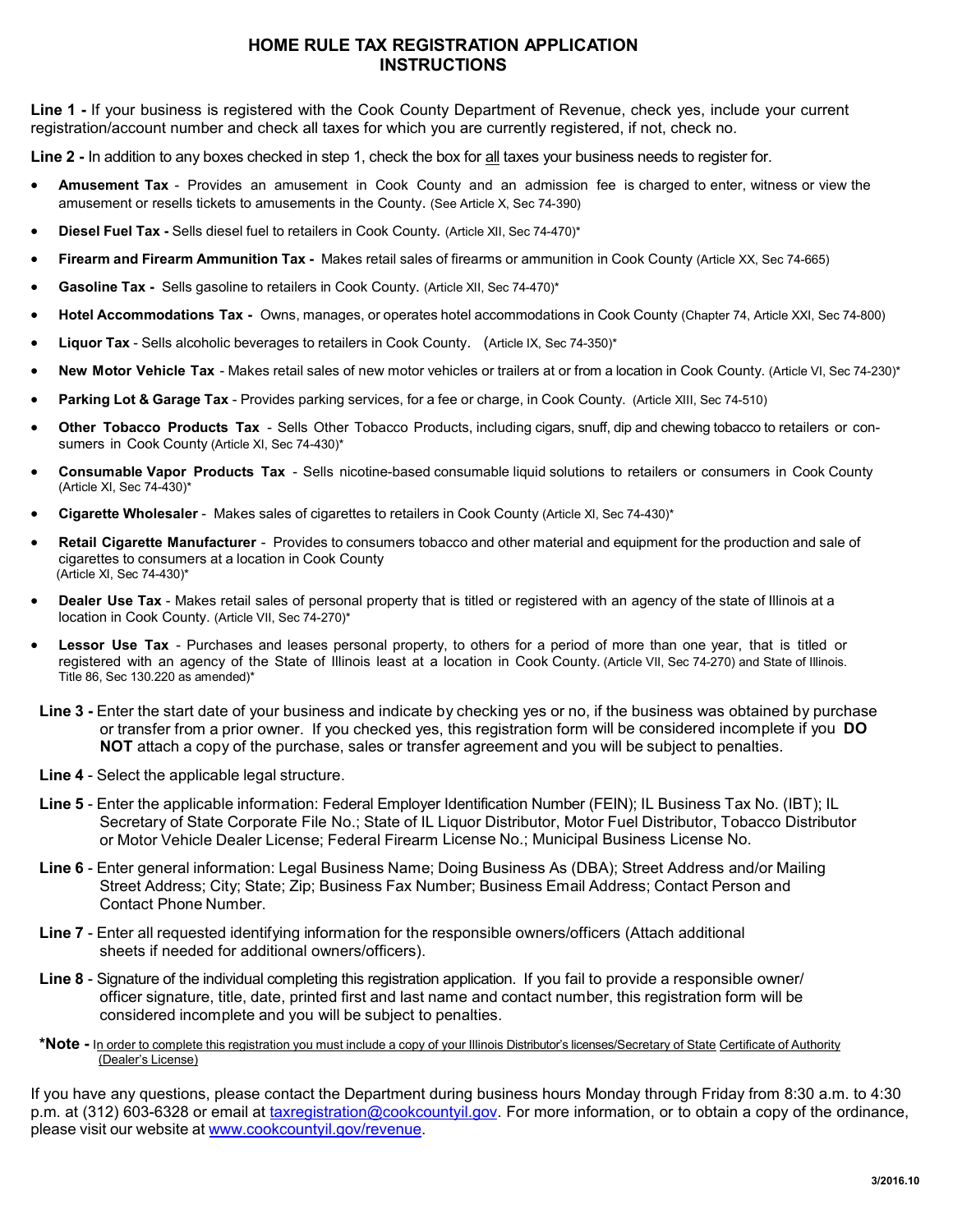# HOME RULE TAX REGISTRATION APPLICATION INSTRUCTIONS

**Line 1 -** If your business is registered with the Cook County Department of Revenue, check yes, include your current registration/account number and check all taxes for which you are currently registered, if not, check no.

**Line 2 -** In addition to any boxes checked in step 1, check the box for all taxes your business needs to register for.

- **Amusement Tax** - Provides an amusement in Cook County and an admission fee is charged to enter, witness or view the amusement or resells tickets to amusements in the County. (See Article X, Sec 74-390)
- **Diesel Fuel Tax -** Sells diesel fuel to retailers in Cook County. (Article XII, Sec 74-470)*
- **Firearm and Firearm Ammunition Tax -** Makes retail sales of firearms or ammunition in Cook County (Article XX, Sec 74-665)
- **Gasoline Tax -** Sells gasoline to retailers in Cook County. (Article XII, Sec 74-470)*
- **Hotel Accommodations Tax -** Owns, manages, or operates hotel accommodations in Cook County (Chapter 74, Article XXI, Sec 74-800)
- **Liquor Tax** - Sells alcoholic beverages to retailers in Cook County. (Article IX, Sec 74-350)*
- **New Motor Vehicle Tax** - Makes retail sales of new motor vehicles or trailers at or from a location in Cook County. (Article VI, Sec 74-230)*
- **Parking Lot & Garage Tax** - Provides parking services, for a fee or charge, in Cook County. (Article XIII, Sec 74-510)
- **Other Tobacco Products Tax** - Sells Other Tobacco Products, including cigars, snuff, dip and chewing tobacco to retailers or consumers in Cook County (Article XI, Sec 74-430)*
- **Consumable Vapor Products Tax** - Sells nicotine-based consumable liquid solutions to retailers or consumers in Cook County (Article XI, Sec 74-430)*
- **Cigarette Wholesaler** - Makes sales of cigarettes to retailers in Cook County (Article XI, Sec 74-430)*
- **Retail Cigarette Manufacturer** - Provides to consumers tobacco and other material and equipment for the production and sale of cigarettes to consumers at a location in Cook County (Article XI, Sec 74-430)*
- **Dealer Use Tax** - Makes retail sales of personal property that is titled or registered with an agency of the state of Illinois at a location in Cook County. (Article VII, Sec 74-270)*
- **Lessor Use Tax** - Purchases and leases personal property, to others for a period of more than one year, that is titled or registered with an agency of the State of Illinois least at a location in Cook County. (Article VII, Sec 74-270) and State of Illinois. Title 86, Sec 130.220 as amended)*

**Line 3 -** Enter the start date of your business and indicate by checking yes or no, if the business was obtained by purchase or transfer from a prior owner. If you checked yes, this registration form will be considered incomplete if you **DO NOT** attach a copy of the purchase, sales or transfer agreement and you will be subject to penalties.

**Line 4** - Select the applicable legal structure.

**Line 5** - Enter the applicable information: Federal Employer Identification Number (FEIN); IL Business Tax No. (IBT); IL Secretary of State Corporate File No.; State of IL Liquor Distributor, Motor Fuel Distributor, Tobacco Distributor or Motor Vehicle Dealer License; Federal Firearm License No.; Municipal Business License No.

**Line 6** - Enter general information: Legal Business Name; Doing Business As (DBA); Street Address and/or Mailing Street Address; City; State; Zip; Business Fax Number; Business Email Address; Contact Person and Contact Phone Number.

**Line 7** - Enter all requested identifying information for the responsible owners/officers (Attach additional sheets if needed for additional owners/officers).

**Line 8** - Signature of the individual completing this registration application. If you fail to provide a responsible owner/officer signature, title, date, printed first and last name and contact number, this registration form will be considered incomplete and you will be subject to penalties.

***Note -** In order to complete this registration you must include a copy of your Illinois Distributor's licenses/Secretary of State Certificate of Authority (Dealer's License)

If you have any questions, please contact the Department during business hours Monday through Friday from 8:30 a.m. to 4:30 p.m. at (312) 603-6328 or email at taxregistration@cookcountyil.gov. For more information, or to obtain a copy of the ordinance, please visit our website at www.cookcountyil.gov/revenue.

3/2016.10